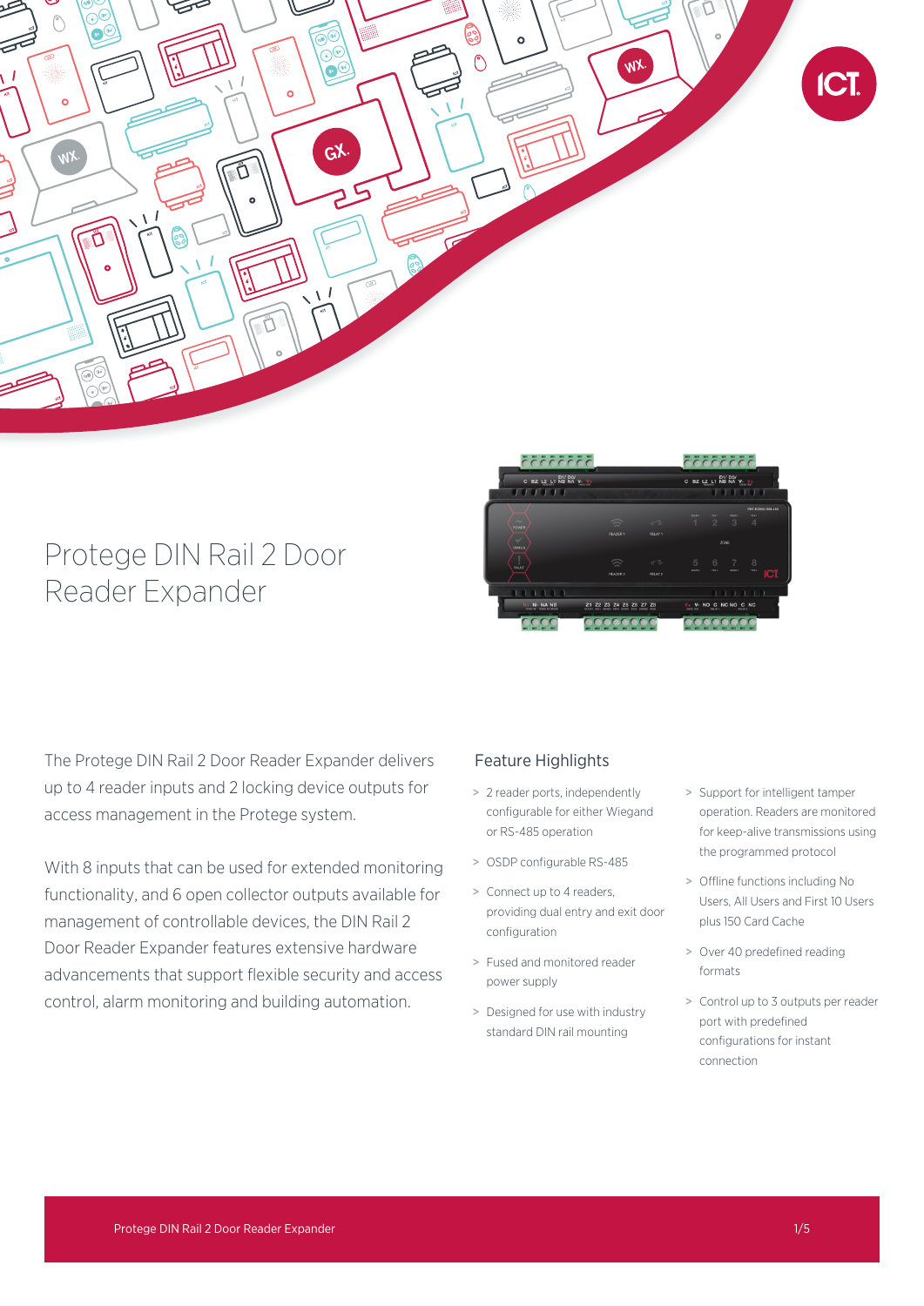# Protege DIN Rail 2 Door Reader Expander

The Protege DIN Rail 2 Door Reader Expander delivers up to 4 reader inputs and 2 locking device outputs for access management in the Protege system.

With 8 inputs that can be used for extended monitoring functionality, and 6 open collector outputs available for management of controllable devices, the DIN Rail 2 Door Reader Expander features extensive hardware advancements that support flexible security and access control, alarm monitoring and building automation.

## Feature Highlights

- 2 reader ports, independently configurable for either Wiegand or RS-485 operation
- OSDP configurable RS-485
- Connect up to 4 readers, providing dual entry and exit door configuration
- Fused and monitored reader power supply
- Designed for use with industry standard DIN rail mounting
- Support for intelligent tamper operation. Readers are monitored for keep-alive transmissions using the programmed protocol
- Offline functions including No Users, All Users and First 10 Users plus 150 Card Cache
- Over 40 predefined reading formats
- Control up to 3 outputs per reader port with predefined configurations for instant connection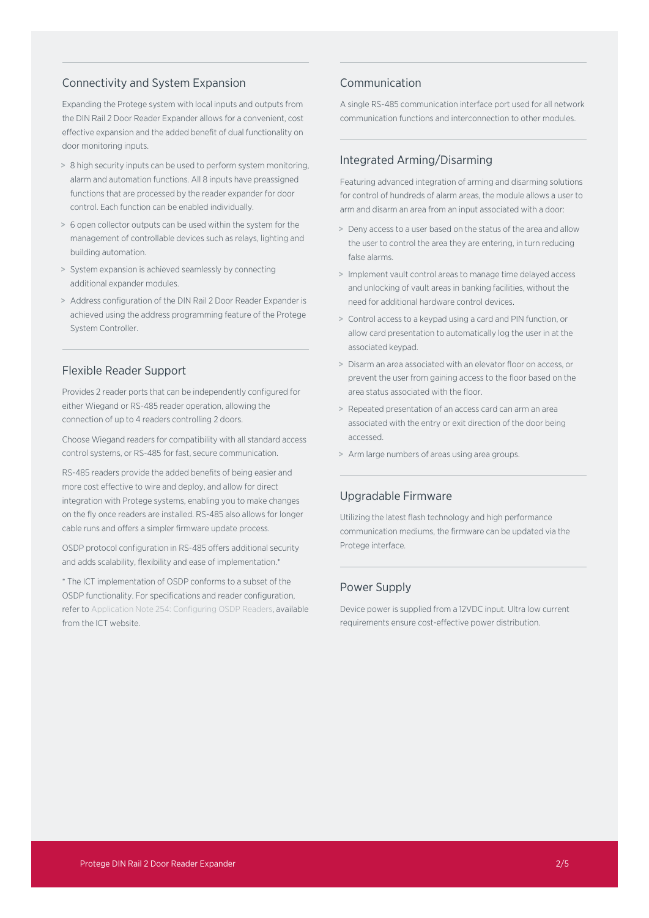## Connectivity and System Expansion

Expanding the Protege system with local inputs and outputs from the DIN Rail 2 Door Reader Expander allows for a convenient, cost effective expansion and the added benefit of dual functionality on door monitoring inputs.

- 8 high security inputs can be used to perform system monitoring, alarm and automation functions. All 8 inputs have preassigned functions that are processed by the reader expander for door control. Each function can be enabled individually.
- 6 open collector outputs can be used within the system for the management of controllable devices such as relays, lighting and building automation.
- System expansion is achieved seamlessly by connecting additional expander modules.
- Address configuration of the DIN Rail 2 Door Reader Expander is achieved using the address programming feature of the Protege System Controller.

## Flexible Reader Support

Provides 2 reader ports that can be independently configured for either Wiegand or RS-485 reader operation, allowing the connection of up to 4 readers controlling 2 doors.

Choose Wiegand readers for compatibility with all standard access control systems, or RS-485 for fast, secure communication.

RS-485 readers provide the added benefits of being easier and more cost effective to wire and deploy, and allow for direct integration with Protege systems, enabling you to make changes on the fly once readers are installed. RS-485 also allows for longer cable runs and offers a simpler firmware update process.

OSDP protocol configuration in RS-485 offers additional security and adds scalability, flexibility and ease of implementation.*

* The ICT implementation of OSDP conforms to a subset of the OSDP functionality. For specifications and reader configuration, refer to Application Note 254: Configuring OSDP Readers, available from the ICT website.

## Communication

A single RS-485 communication interface port used for all network communication functions and interconnection to other modules.

## Integrated Arming/Disarming

Featuring advanced integration of arming and disarming solutions for control of hundreds of alarm areas, the module allows a user to arm and disarm an area from an input associated with a door:

- Deny access to a user based on the status of the area and allow the user to control the area they are entering, in turn reducing false alarms.
- Implement vault control areas to manage time delayed access and unlocking of vault areas in banking facilities, without the need for additional hardware control devices.
- Control access to a keypad using a card and PIN function, or allow card presentation to automatically log the user in at the associated keypad.
- Disarm an area associated with an elevator floor on access, or prevent the user from gaining access to the floor based on the area status associated with the floor.
- Repeated presentation of an access card can arm an area associated with the entry or exit direction of the door being accessed.
- Arm large numbers of areas using area groups.

## Upgradable Firmware

Utilizing the latest flash technology and high performance communication mediums, the firmware can be updated via the Protege interface.

## Power Supply

Device power is supplied from a 12VDC input. Ultra low current requirements ensure cost-effective power distribution.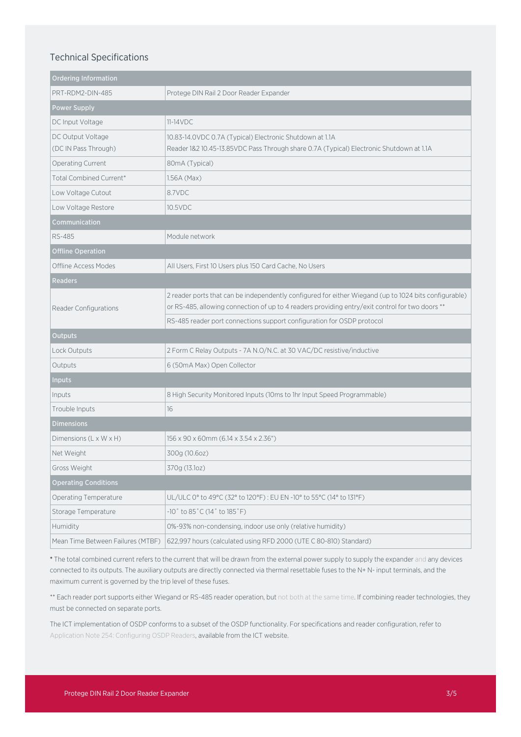## Technical Specifications

| Ordering Information | |
|---|---|
| PRT-RDM2-DIN-485 | Protege DIN Rail 2 Door Reader Expander |
| **Power Supply** | |
| DC Input Voltage | 11-14VDC |
| DC Output Voltage (DC IN Pass Through) | 10.83-14.0VDC 0.7A (Typical) Electronic Shutdown at 1.1A<br>Reader 1&2 10.45-13.85VDC Pass Through share 0.7A (Typical) Electronic Shutdown at 1.1A |
| Operating Current | 80mA (Typical) |
| Total Combined Current* | 1.56A (Max) |
| Low Voltage Cutout | 8.7VDC |
| Low Voltage Restore | 10.5VDC |
| **Communication** | |
| RS-485 | Module network |
| **Offline Operation** | |
| Offline Access Modes | All Users, First 10 Users plus 150 Card Cache, No Users |
| **Readers** | |
| Reader Configurations | 2 reader ports that can be independently configured for either Wiegand (up to 1024 bits configurable) or RS-485, allowing connection of up to 4 readers providing entry/exit control for two doors **<br>RS-485 reader port connections support configuration for OSDP protocol |
| **Outputs** | |
| Lock Outputs | 2 Form C Relay Outputs - 7A N.O/N.C. at 30 VAC/DC resistive/inductive |
| Outputs | 6 (50mA Max) Open Collector |
| **Inputs** | |
| Inputs | 8 High Security Monitored Inputs (10ms to 1hr Input Speed Programmable) |
| Trouble Inputs | 16 |
| **Dimensions** | |
| Dimensions (L x W x H) | 156 x 90 x 60mm (6.14 x 3.54 x 2.36") |
| Net Weight | 300g (10.6oz) |
| Gross Weight | 370g (13.1oz) |
| **Operating Conditions** | |
| Operating Temperature | UL/ULC 0° to 49°C (32° to 120°F) : EU EN -10° to 55°C (14° to 131°F) |
| Storage Temperature | -10˚ to 85˚C (14˚ to 185˚F) |
| Humidity | 0%-93% non-condensing, indoor use only (relative humidity) |
| Mean Time Between Failures (MTBF) | 622,997 hours (calculated using RFD 2000 (UTE C 80-810) Standard) |

* The total combined current refers to the current that will be drawn from the external power supply to supply the expander and any devices connected to its outputs. The auxiliary outputs are directly connected via thermal resettable fuses to the N+ N- input terminals, and the maximum current is governed by the trip level of these fuses.

** Each reader port supports either Wiegand or RS-485 reader operation, but not both at the same time. If combining reader technologies, they must be connected on separate ports.

The ICT implementation of OSDP conforms to a subset of the OSDP functionality. For specifications and reader configuration, refer to Application Note 254: Configuring OSDP Readers, available from the ICT website.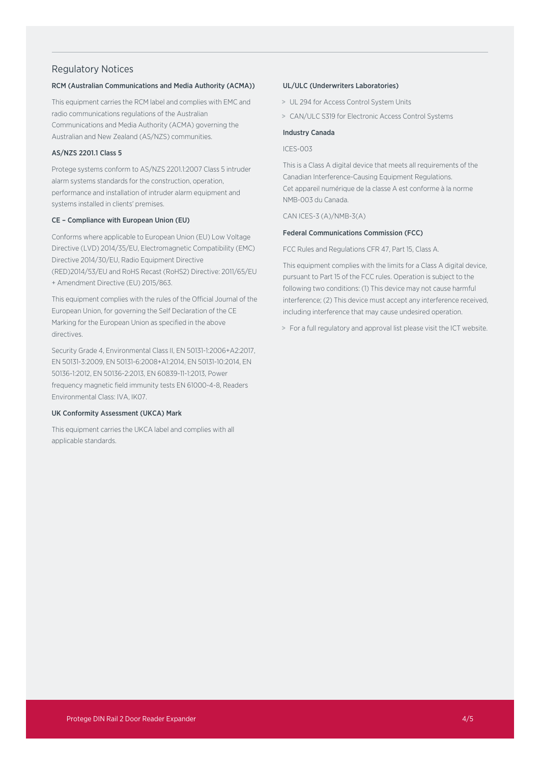## Regulatory Notices

### RCM (Australian Communications and Media Authority (ACMA))

This equipment carries the RCM label and complies with EMC and radio communications regulations of the Australian Communications and Media Authority (ACMA) governing the Australian and New Zealand (AS/NZS) communities.

### AS/NZS 2201.1 Class 5

Protege systems conform to AS/NZS 2201.1:2007 Class 5 intruder alarm systems standards for the construction, operation, performance and installation of intruder alarm equipment and systems installed in clients' premises.

### CE – Compliance with European Union (EU)

Conforms where applicable to European Union (EU) Low Voltage Directive (LVD) 2014/35/EU, Electromagnetic Compatibility (EMC) Directive 2014/30/EU, Radio Equipment Directive (RED)2014/53/EU and RoHS Recast (RoHS2) Directive: 2011/65/EU + Amendment Directive (EU) 2015/863.

This equipment complies with the rules of the Official Journal of the European Union, for governing the Self Declaration of the CE Marking for the European Union as specified in the above directives.

Security Grade 4, Environmental Class II, EN 50131-1:2006+A2:2017, EN 50131-3:2009, EN 50131-6:2008+A1:2014, EN 50131-10:2014, EN 50136-1:2012, EN 50136-2:2013, EN 60839-11-1:2013, Power frequency magnetic field immunity tests EN 61000-4-8, Readers Environmental Class: IVA, IK07.

### UK Conformity Assessment (UKCA) Mark

This equipment carries the UKCA label and complies with all applicable standards.

### UL/ULC (Underwriters Laboratories)

> UL 294 for Access Control System Units

> CAN/ULC S319 for Electronic Access Control Systems

### Industry Canada

ICES-003

This is a Class A digital device that meets all requirements of the Canadian Interference-Causing Equipment Regulations. Cet appareil numérique de la classe A est conforme à la norme NMB-003 du Canada.

CAN ICES-3 (A)/NMB-3(A)

### Federal Communications Commission (FCC)

FCC Rules and Regulations CFR 47, Part 15, Class A.

This equipment complies with the limits for a Class A digital device, pursuant to Part 15 of the FCC rules. Operation is subject to the following two conditions: (1) This device may not cause harmful interference; (2) This device must accept any interference received, including interference that may cause undesired operation.

> For a full regulatory and approval list please visit the ICT website.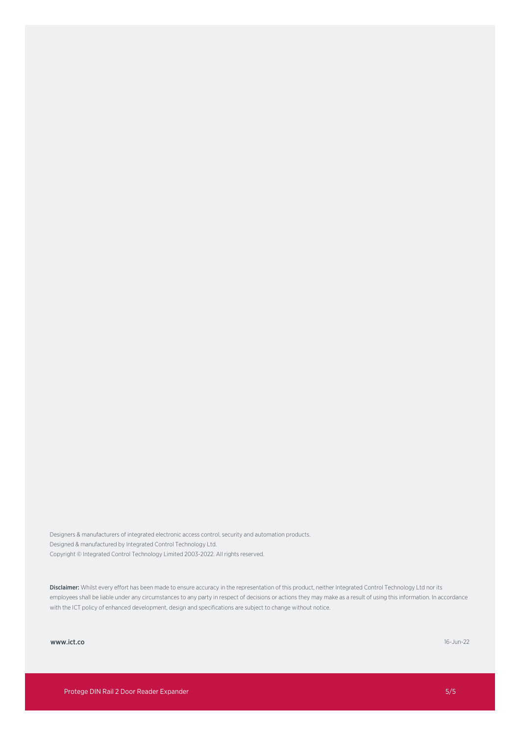Designers & manufacturers of integrated electronic access control, security and automation products.
Designed & manufactured by Integrated Control Technology Ltd.
Copyright © Integrated Control Technology Limited 2003-2022. All rights reserved.

**Disclaimer:** Whilst every effort has been made to ensure accuracy in the representation of this product, neither Integrated Control Technology Ltd nor its employees shall be liable under any circumstances to any party in respect of decisions or actions they may make as a result of using this information. In accordance with the ICT policy of enhanced development, design and specifications are subject to change without notice.

**www.ict.co**

16-Jun-22